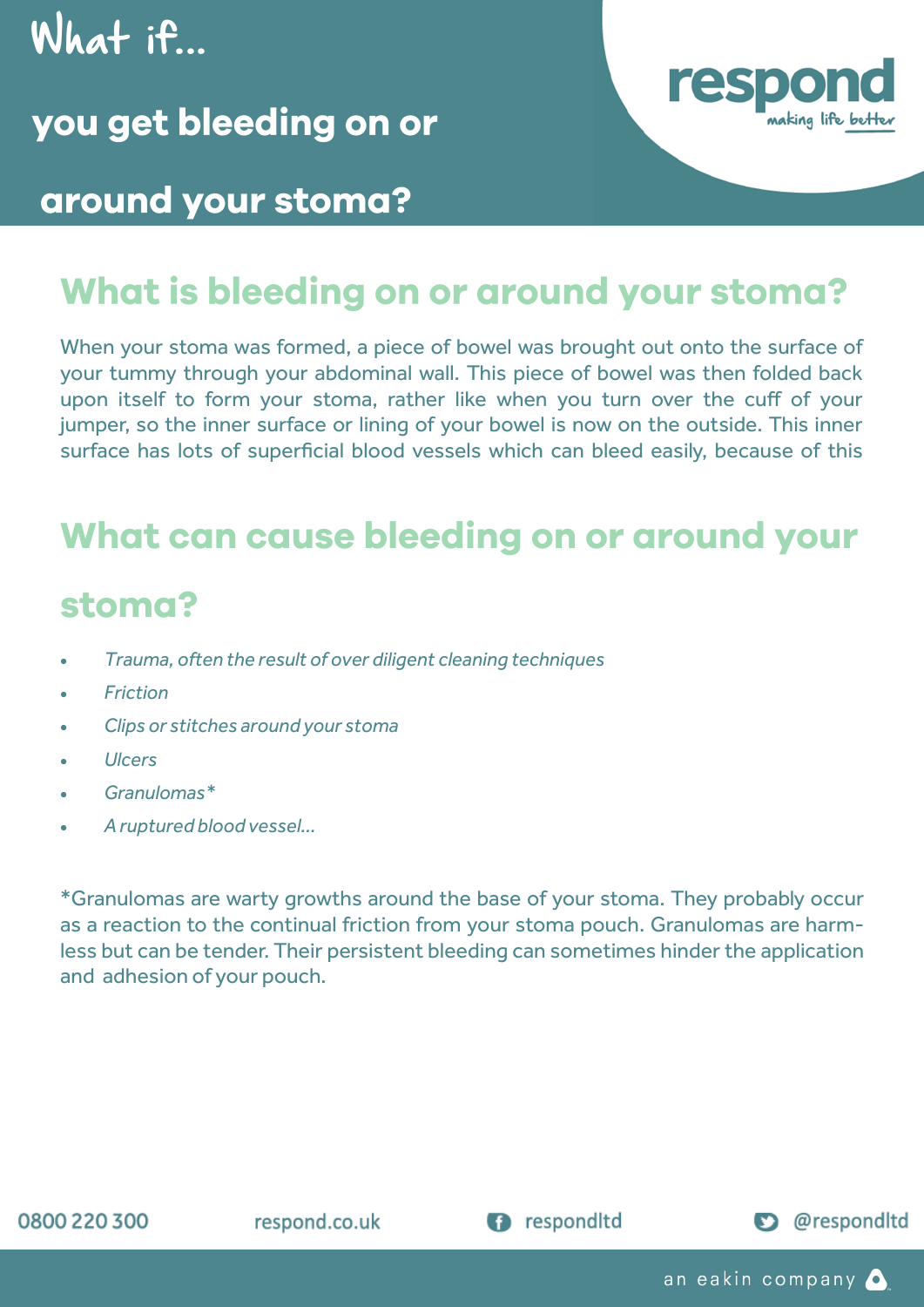# What if...

# you get bleeding on or around your stoma?

## What is bleeding on or around your stoma?

When your stoma was formed, a piece of bowel was brought out onto the surface of your tummy through your abdominal wall. This piece of bowel was then folded back upon itself to form your stoma, rather like when you turn over the cuff of your jumper, so the inner surface or lining of your bowel is now on the outside. This inner surface has lots of superficial blood vessels which can bleed easily, because of this

## What can cause bleeding on or around your stoma?

- *Trauma, often the result of over diligent cleaning techniques*
- *Friction*
- *Clips or stitches around your stoma*
- *Ulcers*
- *Granulomas**
- *A ruptured blood vessel...*

*Granulomas are warty growths around the base of your stoma. They probably occur as a reaction to the continual friction from your stoma pouch. Granulomas are harmless but can be tender. Their persistent bleeding can sometimes hinder the application and adhesion of your pouch.

0800 220 300 | respond.co.uk | respondltd | @respondltd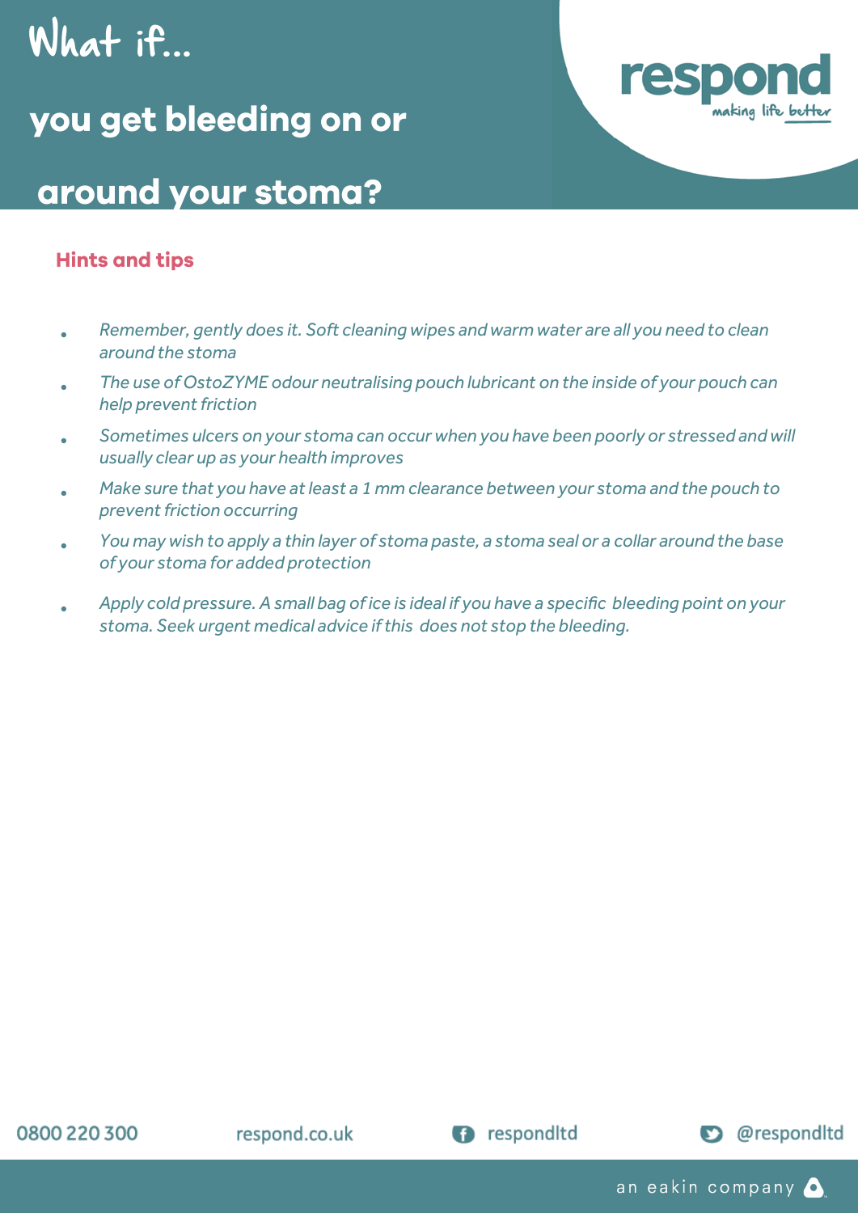# What if...

## you get bleeding on or around your stoma?

respond

making life better

### Hints and tips

- *Remember, gently does it. Soft cleaning wipes and warm water are all you need to clean around the stoma*
- *The use of OstoZYME odour neutralising pouch lubricant on the inside of your pouch can help prevent friction*
- *Sometimes ulcers on your stoma can occur when you have been poorly or stressed and will usually clear up as your health improves*
- *Make sure that you have at least a 1 mm clearance between your stoma and the pouch to prevent friction occurring*
- *You may wish to apply a thin layer of stoma paste, a stoma seal or a collar around the base of your stoma for added protection*
- *Apply cold pressure. A small bag of ice is ideal if you have a specific bleeding point on your stoma. Seek urgent medical advice if this does not stop the bleeding.*

0800 220 300 respond.co.uk respondltd @respondltd

an eakin company